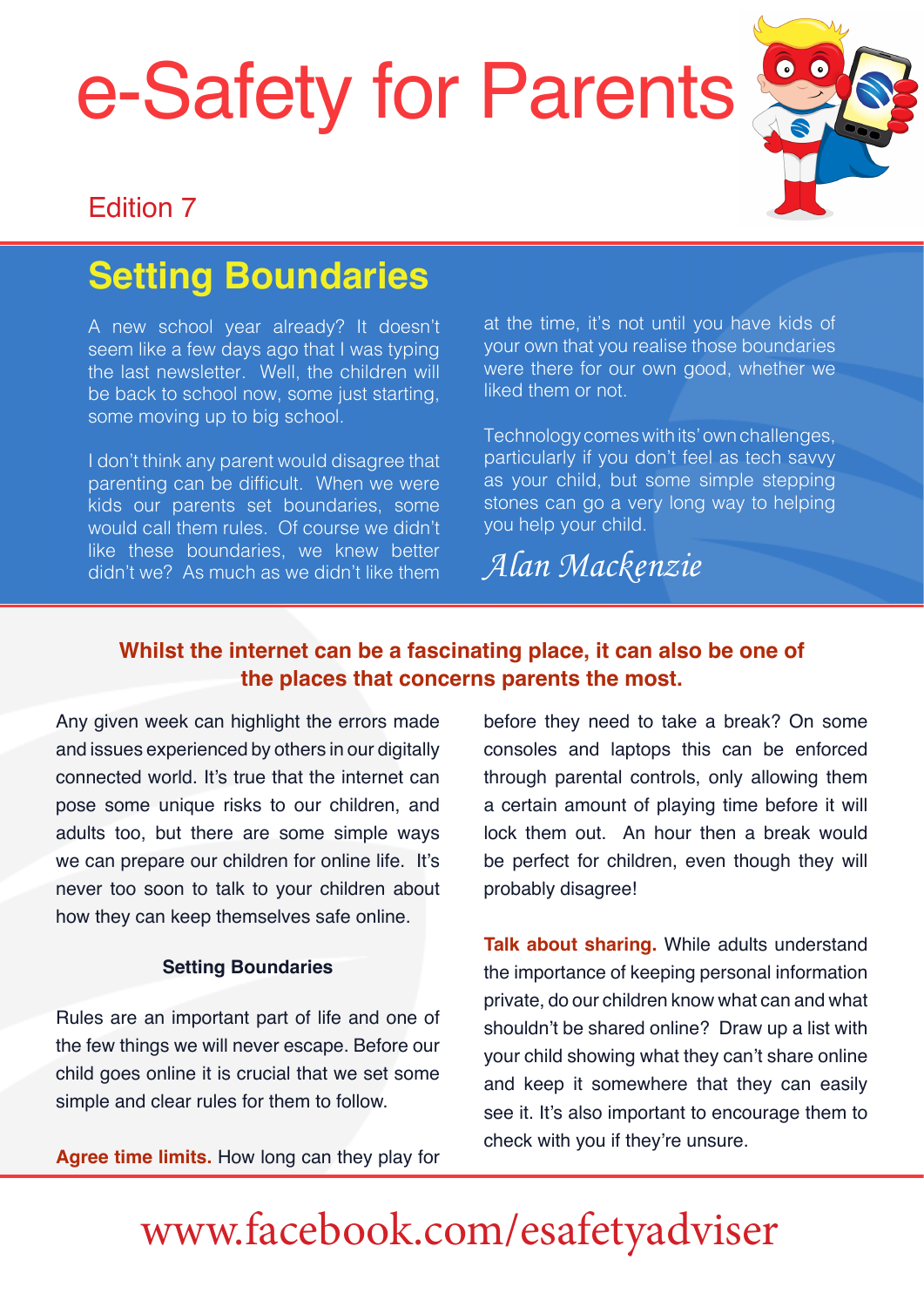# e-Safety for Parents

Edition 7

## Setting Boundaries

A new school year already? It doesn't seem like a few days ago that I was typing the last newsletter. Well, the children will be back to school now, some just starting, some moving up to big school.

I don't think any parent would disagree that parenting can be difficult. When we were kids our parents set boundaries, some would call them rules. Of course we didn't like these boundaries, we knew better didn't we? As much as we didn't like them at the time, it's not until you have kids of your own that you realise those boundaries were there for our own good, whether we liked them or not.

Technology comes with its' own challenges, particularly if you don't feel as tech savvy as your child, but some simple stepping stones can go a very long way to helping you help your child.

*Alan Mackenzie*

**Whilst the internet can be a fascinating place, it can also be one of the places that concerns parents the most.**

Any given week can highlight the errors made and issues experienced by others in our digitally connected world. It's true that the internet can pose some unique risks to our children, and adults too, but there are some simple ways we can prepare our children for online life. It's never too soon to talk to your children about how they can keep themselves safe online.

### Setting Boundaries

Rules are an important part of life and one of the few things we will never escape. Before our child goes online it is crucial that we set some simple and clear rules for them to follow.

**Agree time limits.** How long can they play for before they need to take a break? On some consoles and laptops this can be enforced through parental controls, only allowing them a certain amount of playing time before it will lock them out. An hour then a break would be perfect for children, even though they will probably disagree!

**Talk about sharing.** While adults understand the importance of keeping personal information private, do our children know what can and what shouldn't be shared online? Draw up a list with your child showing what they can't share online and keep it somewhere that they can easily see it. It's also important to encourage them to check with you if they're unsure.

www.facebook.com/esafetyadviser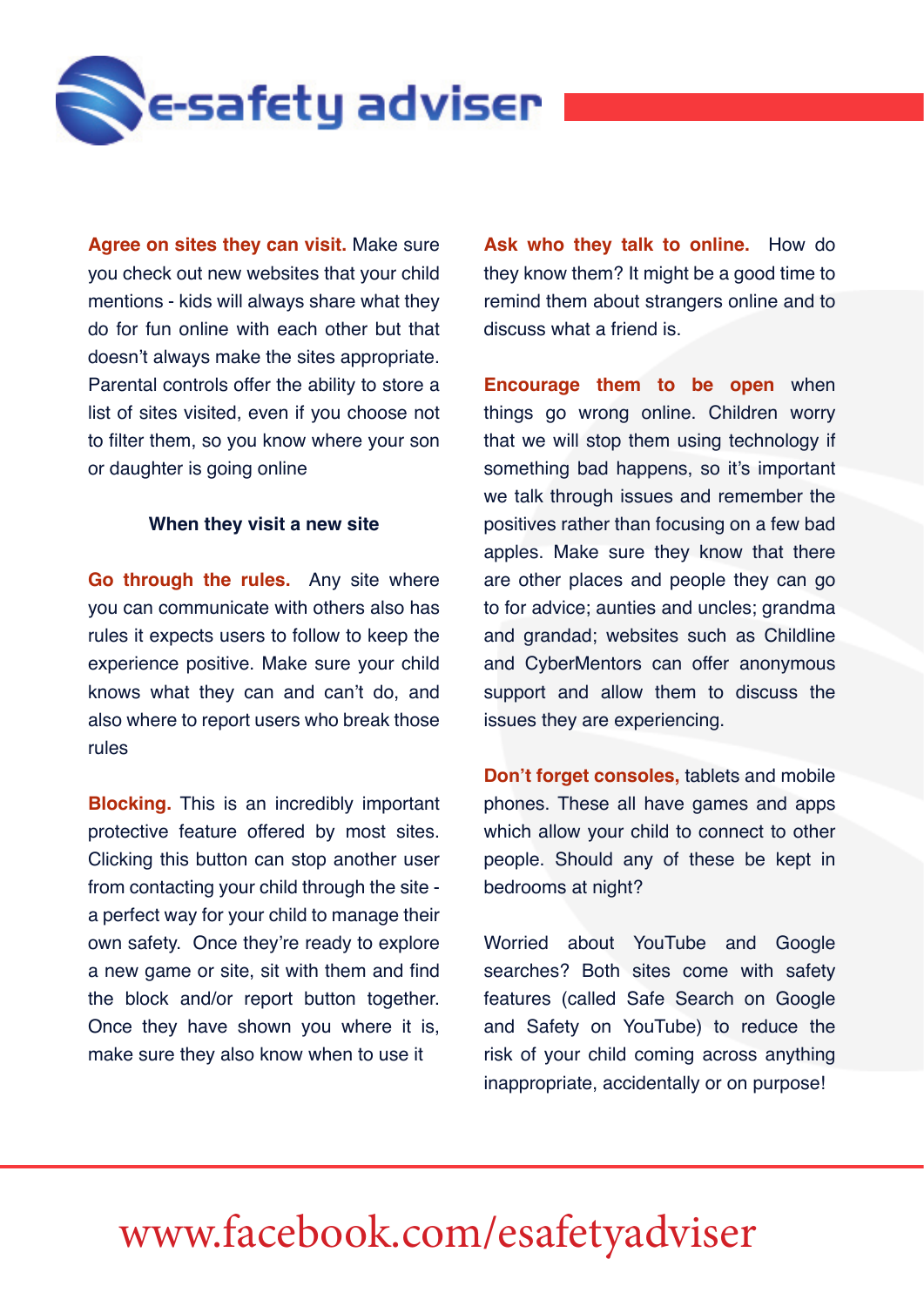**Agree on sites they can visit.** Make sure you check out new websites that your child mentions - kids will always share what they do for fun online with each other but that doesn't always make the sites appropriate. Parental controls offer the ability to store a list of sites visited, even if you choose not to filter them, so you know where your son or daughter is going online

### When they visit a new site

**Go through the rules.** Any site where you can communicate with others also has rules it expects users to follow to keep the experience positive. Make sure your child knows what they can and can't do, and also where to report users who break those rules

**Blocking.** This is an incredibly important protective feature offered by most sites. Clicking this button can stop another user from contacting your child through the site - a perfect way for your child to manage their own safety. Once they're ready to explore a new game or site, sit with them and find the block and/or report button together. Once they have shown you where it is, make sure they also know when to use it

**Ask who they talk to online.** How do they know them? It might be a good time to remind them about strangers online and to discuss what a friend is.

**Encourage them to be open** when things go wrong online. Children worry that we will stop them using technology if something bad happens, so it's important we talk through issues and remember the positives rather than focusing on a few bad apples. Make sure they know that there are other places and people they can go to for advice; aunties and uncles; grandma and grandad; websites such as Childline and CyberMentors can offer anonymous support and allow them to discuss the issues they are experiencing.

**Don't forget consoles,** tablets and mobile phones. These all have games and apps which allow your child to connect to other people. Should any of these be kept in bedrooms at night?

Worried about YouTube and Google searches? Both sites come with safety features (called Safe Search on Google and Safety on YouTube) to reduce the risk of your child coming across anything inappropriate, accidentally or on purpose!

www.facebook.com/esafetyadviser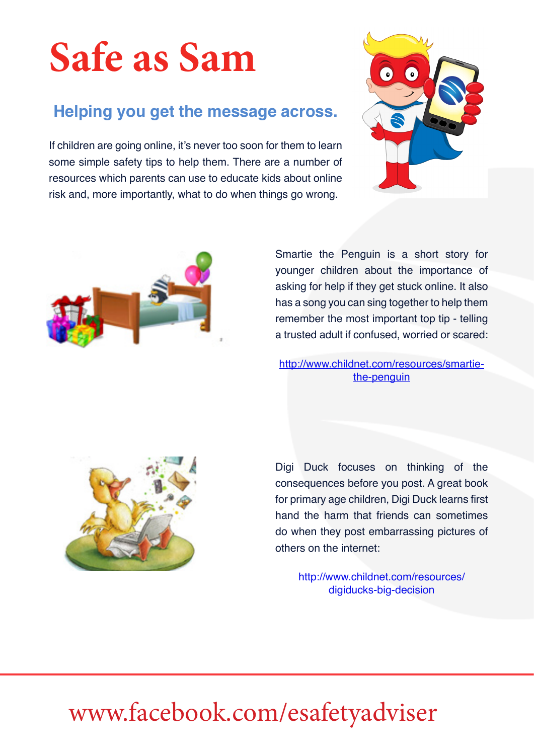# Safe as Sam

## Helping you get the message across.

If children are going online, it's never too soon for them to learn some simple safety tips to help them. There are a number of resources which parents can use to educate kids about online risk and, more importantly, what to do when things go wrong.

Smartie the Penguin is a short story for younger children about the importance of asking for help if they get stuck online. It also has a song you can sing together to help them remember the most important top tip - telling a trusted adult if confused, worried or scared:

http://www.childnet.com/resources/smartie-the-penguin

Digi Duck focuses on thinking of the consequences before you post. A great book for primary age children, Digi Duck learns first hand the harm that friends can sometimes do when they post embarrassing pictures of others on the internet:

http://www.childnet.com/resources/digiducks-big-decision

www.facebook.com/esafetyadviser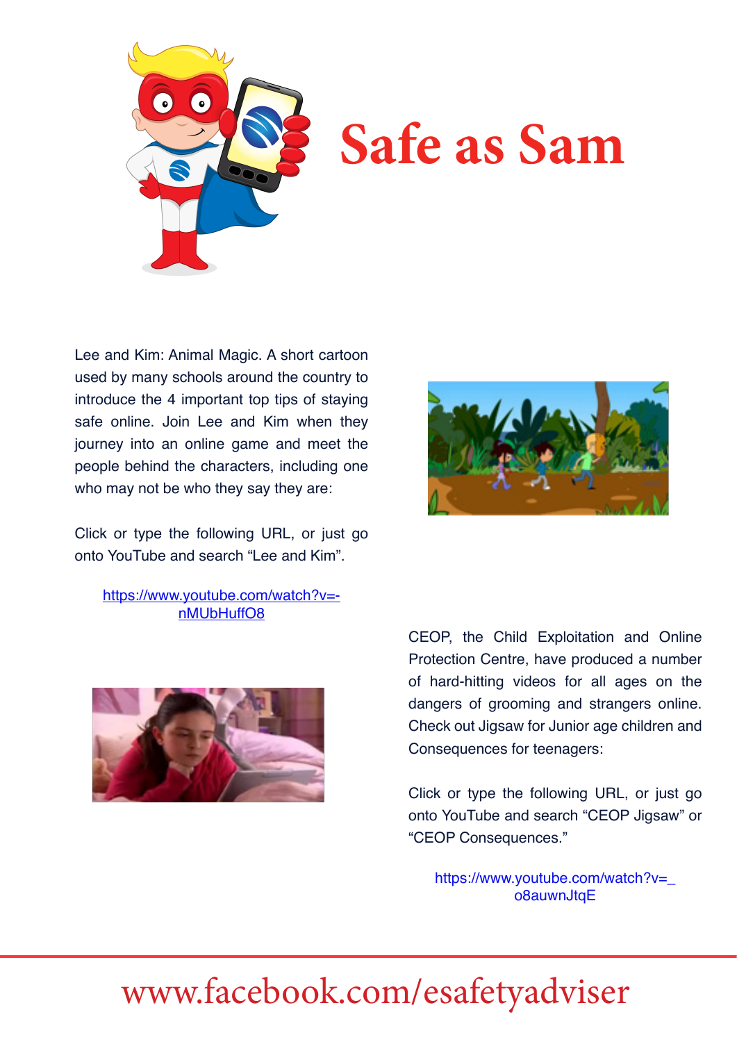# Safe as Sam

Lee and Kim: Animal Magic. A short cartoon used by many schools around the country to introduce the 4 important top tips of staying safe online. Join Lee and Kim when they journey into an online game and meet the people behind the characters, including one who may not be who they say they are:

Click or type the following URL, or just go onto YouTube and search "Lee and Kim".

https://www.youtube.com/watch?v=-nMUbHuffO8

CEOP, the Child Exploitation and Online Protection Centre, have produced a number of hard-hitting videos for all ages on the dangers of grooming and strangers online. Check out Jigsaw for Junior age children and Consequences for teenagers:

Click or type the following URL, or just go onto YouTube and search "CEOP Jigsaw" or "CEOP Consequences."

https://www.youtube.com/watch?v=_o8auwnJtqE

www.facebook.com/esafetyadviser